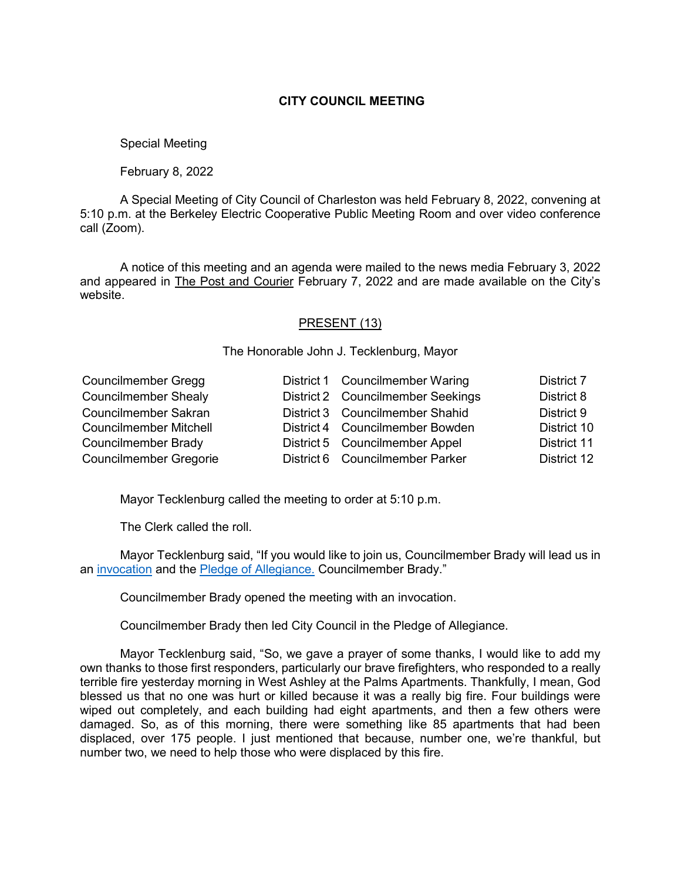# CITY COUNCIL MEETING

Special Meeting

February 8, 2022

A Special Meeting of City Council of Charleston was held February 8, 2022, convening at 5:10 p.m. at the Berkeley Electric Cooperative Public Meeting Room and over video conference call (Zoom).

A notice of this meeting and an agenda were mailed to the news media February 3, 2022 and appeared in The Post and Courier February 7, 2022 and are made available on the City's website.

## PRESENT (13)

The Honorable John J. Tecklenburg, Mayor

| | | | |
|---|---|---|---|
| Councilmember Gregg | District 1 | Councilmember Waring | District 7 |
| Councilmember Shealy | District 2 | Councilmember Seekings | District 8 |
| Councilmember Sakran | District 3 | Councilmember Shahid | District 9 |
| Councilmember Mitchell | District 4 | Councilmember Bowden | District 10 |
| Councilmember Brady | District 5 | Councilmember Appel | District 11 |
| Councilmember Gregorie | District 6 | Councilmember Parker | District 12 |

Mayor Tecklenburg called the meeting to order at 5:10 p.m.

The Clerk called the roll.

Mayor Tecklenburg said, "If you would like to join us, Councilmember Brady will lead us in an invocation and the Pledge of Allegiance. Councilmember Brady."

Councilmember Brady opened the meeting with an invocation.

Councilmember Brady then led City Council in the Pledge of Allegiance.

Mayor Tecklenburg said, "So, we gave a prayer of some thanks, I would like to add my own thanks to those first responders, particularly our brave firefighters, who responded to a really terrible fire yesterday morning in West Ashley at the Palms Apartments. Thankfully, I mean, God blessed us that no one was hurt or killed because it was a really big fire. Four buildings were wiped out completely, and each building had eight apartments, and then a few others were damaged. So, as of this morning, there were something like 85 apartments that had been displaced, over 175 people. I just mentioned that because, number one, we're thankful, but number two, we need to help those who were displaced by this fire.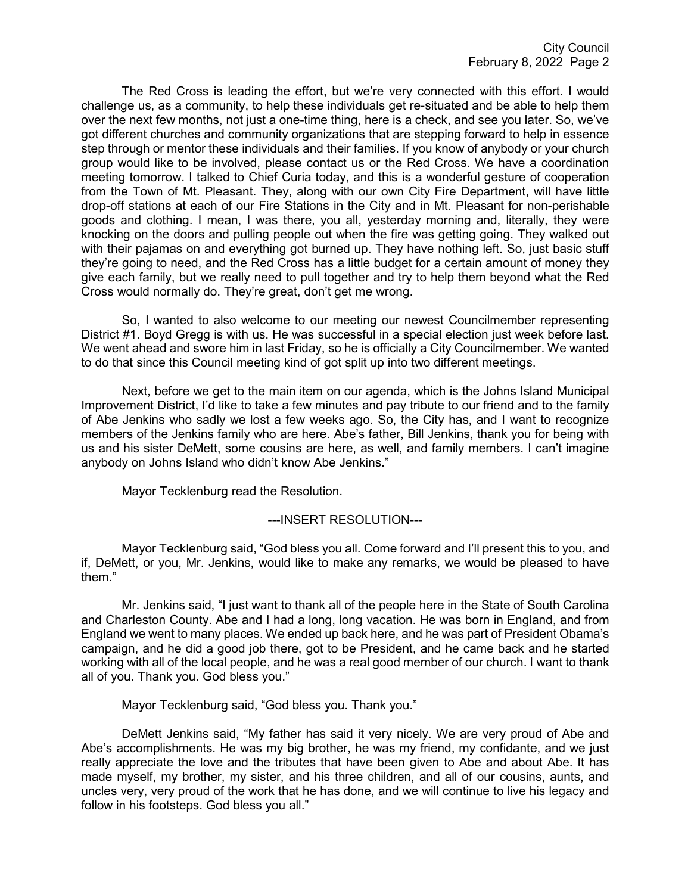The Red Cross is leading the effort, but we're very connected with this effort. I would challenge us, as a community, to help these individuals get re-situated and be able to help them over the next few months, not just a one-time thing, here is a check, and see you later. So, we've got different churches and community organizations that are stepping forward to help in essence step through or mentor these individuals and their families. If you know of anybody or your church group would like to be involved, please contact us or the Red Cross. We have a coordination meeting tomorrow. I talked to Chief Curia today, and this is a wonderful gesture of cooperation from the Town of Mt. Pleasant. They, along with our own City Fire Department, will have little drop-off stations at each of our Fire Stations in the City and in Mt. Pleasant for non-perishable goods and clothing. I mean, I was there, you all, yesterday morning and, literally, they were knocking on the doors and pulling people out when the fire was getting going. They walked out with their pajamas on and everything got burned up. They have nothing left. So, just basic stuff they're going to need, and the Red Cross has a little budget for a certain amount of money they give each family, but we really need to pull together and try to help them beyond what the Red Cross would normally do. They're great, don't get me wrong.

So, I wanted to also welcome to our meeting our newest Councilmember representing District #1. Boyd Gregg is with us. He was successful in a special election just week before last. We went ahead and swore him in last Friday, so he is officially a City Councilmember. We wanted to do that since this Council meeting kind of got split up into two different meetings.

Next, before we get to the main item on our agenda, which is the Johns Island Municipal Improvement District, I'd like to take a few minutes and pay tribute to our friend and to the family of Abe Jenkins who sadly we lost a few weeks ago. So, the City has, and I want to recognize members of the Jenkins family who are here. Abe's father, Bill Jenkins, thank you for being with us and his sister DeMett, some cousins are here, as well, and family members. I can't imagine anybody on Johns Island who didn't know Abe Jenkins."

Mayor Tecklenburg read the Resolution.

---INSERT RESOLUTION---

Mayor Tecklenburg said, "God bless you all. Come forward and I'll present this to you, and if, DeMett, or you, Mr. Jenkins, would like to make any remarks, we would be pleased to have them."

Mr. Jenkins said, "I just want to thank all of the people here in the State of South Carolina and Charleston County. Abe and I had a long, long vacation. He was born in England, and from England we went to many places. We ended up back here, and he was part of President Obama's campaign, and he did a good job there, got to be President, and he came back and he started working with all of the local people, and he was a real good member of our church. I want to thank all of you. Thank you. God bless you."

Mayor Tecklenburg said, "God bless you. Thank you."

DeMett Jenkins said, "My father has said it very nicely. We are very proud of Abe and Abe's accomplishments. He was my big brother, he was my friend, my confidante, and we just really appreciate the love and the tributes that have been given to Abe and about Abe. It has made myself, my brother, my sister, and his three children, and all of our cousins, aunts, and uncles very, very proud of the work that he has done, and we will continue to live his legacy and follow in his footsteps. God bless you all."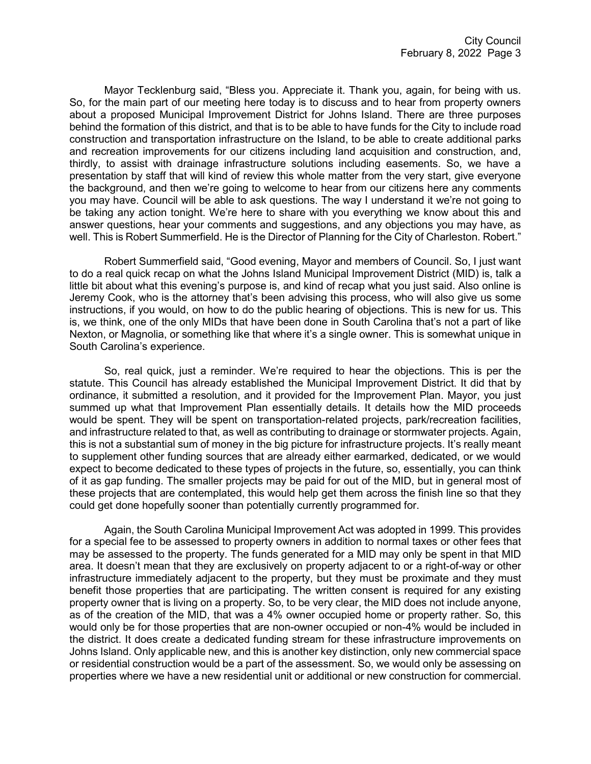Mayor Tecklenburg said, "Bless you. Appreciate it. Thank you, again, for being with us. So, for the main part of our meeting here today is to discuss and to hear from property owners about a proposed Municipal Improvement District for Johns Island. There are three purposes behind the formation of this district, and that is to be able to have funds for the City to include road construction and transportation infrastructure on the Island, to be able to create additional parks and recreation improvements for our citizens including land acquisition and construction, and, thirdly, to assist with drainage infrastructure solutions including easements. So, we have a presentation by staff that will kind of review this whole matter from the very start, give everyone the background, and then we're going to welcome to hear from our citizens here any comments you may have. Council will be able to ask questions. The way I understand it we're not going to be taking any action tonight. We're here to share with you everything we know about this and answer questions, hear your comments and suggestions, and any objections you may have, as well. This is Robert Summerfield. He is the Director of Planning for the City of Charleston. Robert."

Robert Summerfield said, "Good evening, Mayor and members of Council. So, I just want to do a real quick recap on what the Johns Island Municipal Improvement District (MID) is, talk a little bit about what this evening's purpose is, and kind of recap what you just said. Also online is Jeremy Cook, who is the attorney that's been advising this process, who will also give us some instructions, if you would, on how to do the public hearing of objections. This is new for us. This is, we think, one of the only MIDs that have been done in South Carolina that's not a part of like Nexton, or Magnolia, or something like that where it's a single owner. This is somewhat unique in South Carolina's experience.

So, real quick, just a reminder. We're required to hear the objections. This is per the statute. This Council has already established the Municipal Improvement District. It did that by ordinance, it submitted a resolution, and it provided for the Improvement Plan. Mayor, you just summed up what that Improvement Plan essentially details. It details how the MID proceeds would be spent. They will be spent on transportation-related projects, park/recreation facilities, and infrastructure related to that, as well as contributing to drainage or stormwater projects. Again, this is not a substantial sum of money in the big picture for infrastructure projects. It's really meant to supplement other funding sources that are already either earmarked, dedicated, or we would expect to become dedicated to these types of projects in the future, so, essentially, you can think of it as gap funding. The smaller projects may be paid for out of the MID, but in general most of these projects that are contemplated, this would help get them across the finish line so that they could get done hopefully sooner than potentially currently programmed for.

Again, the South Carolina Municipal Improvement Act was adopted in 1999. This provides for a special fee to be assessed to property owners in addition to normal taxes or other fees that may be assessed to the property. The funds generated for a MID may only be spent in that MID area. It doesn't mean that they are exclusively on property adjacent to or a right-of-way or other infrastructure immediately adjacent to the property, but they must be proximate and they must benefit those properties that are participating. The written consent is required for any existing property owner that is living on a property. So, to be very clear, the MID does not include anyone, as of the creation of the MID, that was a 4% owner occupied home or property rather. So, this would only be for those properties that are non-owner occupied or non-4% would be included in the district. It does create a dedicated funding stream for these infrastructure improvements on Johns Island. Only applicable new, and this is another key distinction, only new commercial space or residential construction would be a part of the assessment. So, we would only be assessing on properties where we have a new residential unit or additional or new construction for commercial.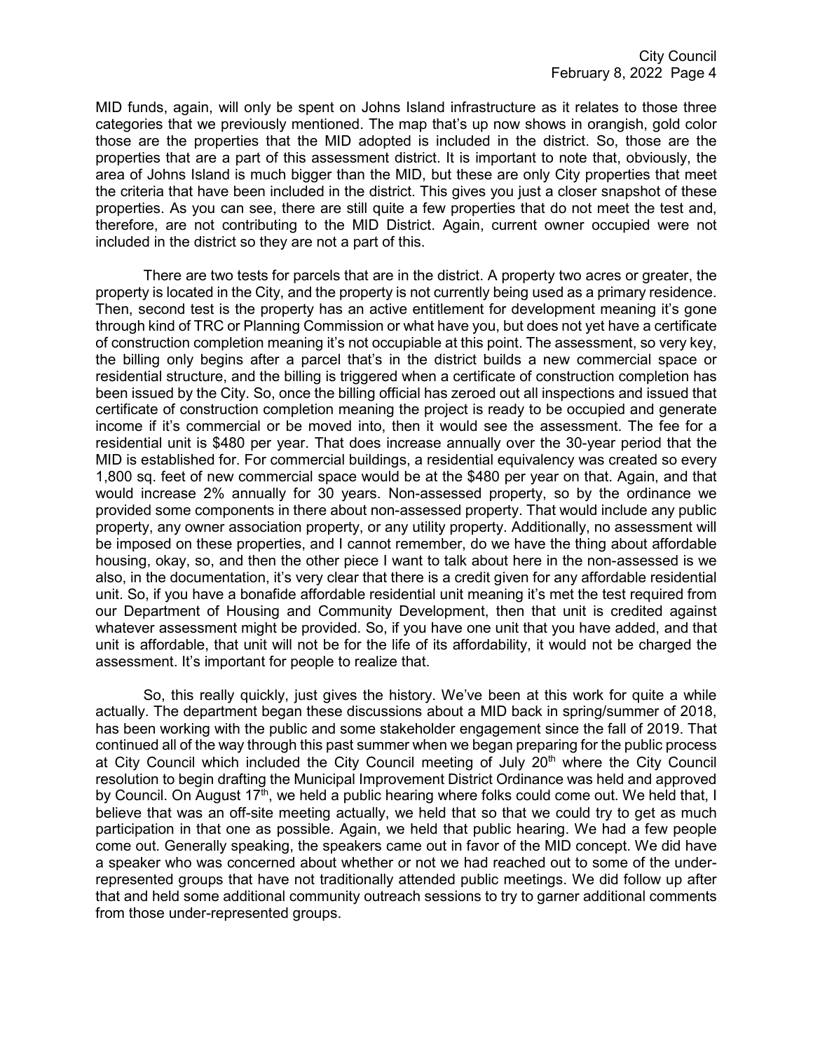MID funds, again, will only be spent on Johns Island infrastructure as it relates to those three categories that we previously mentioned. The map that's up now shows in orangish, gold color those are the properties that the MID adopted is included in the district. So, those are the properties that are a part of this assessment district. It is important to note that, obviously, the area of Johns Island is much bigger than the MID, but these are only City properties that meet the criteria that have been included in the district. This gives you just a closer snapshot of these properties. As you can see, there are still quite a few properties that do not meet the test and, therefore, are not contributing to the MID District. Again, current owner occupied were not included in the district so they are not a part of this.

There are two tests for parcels that are in the district. A property two acres or greater, the property is located in the City, and the property is not currently being used as a primary residence. Then, second test is the property has an active entitlement for development meaning it's gone through kind of TRC or Planning Commission or what have you, but does not yet have a certificate of construction completion meaning it's not occupiable at this point. The assessment, so very key, the billing only begins after a parcel that's in the district builds a new commercial space or residential structure, and the billing is triggered when a certificate of construction completion has been issued by the City. So, once the billing official has zeroed out all inspections and issued that certificate of construction completion meaning the project is ready to be occupied and generate income if it's commercial or be moved into, then it would see the assessment. The fee for a residential unit is $480 per year. That does increase annually over the 30-year period that the MID is established for. For commercial buildings, a residential equivalency was created so every 1,800 sq. feet of new commercial space would be at the $480 per year on that. Again, and that would increase 2% annually for 30 years. Non-assessed property, so by the ordinance we provided some components in there about non-assessed property. That would include any public property, any owner association property, or any utility property. Additionally, no assessment will be imposed on these properties, and I cannot remember, do we have the thing about affordable housing, okay, so, and then the other piece I want to talk about here in the non-assessed is we also, in the documentation, it's very clear that there is a credit given for any affordable residential unit. So, if you have a bonafide affordable residential unit meaning it's met the test required from our Department of Housing and Community Development, then that unit is credited against whatever assessment might be provided. So, if you have one unit that you have added, and that unit is affordable, that unit will not be for the life of its affordability, it would not be charged the assessment. It's important for people to realize that.

So, this really quickly, just gives the history. We've been at this work for quite a while actually. The department began these discussions about a MID back in spring/summer of 2018, has been working with the public and some stakeholder engagement since the fall of 2019. That continued all of the way through this past summer when we began preparing for the public process at City Council which included the City Council meeting of July 20th where the City Council resolution to begin drafting the Municipal Improvement District Ordinance was held and approved by Council. On August 17th, we held a public hearing where folks could come out. We held that, I believe that was an off-site meeting actually, we held that so that we could try to get as much participation in that one as possible. Again, we held that public hearing. We had a few people come out. Generally speaking, the speakers came out in favor of the MID concept. We did have a speaker who was concerned about whether or not we had reached out to some of the under-represented groups that have not traditionally attended public meetings. We did follow up after that and held some additional community outreach sessions to try to garner additional comments from those under-represented groups.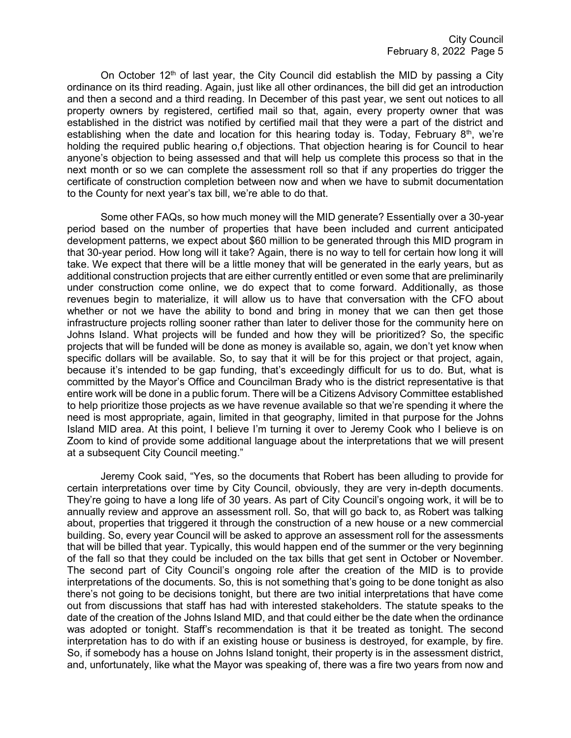On October 12th of last year, the City Council did establish the MID by passing a City ordinance on its third reading. Again, just like all other ordinances, the bill did get an introduction and then a second and a third reading. In December of this past year, we sent out notices to all property owners by registered, certified mail so that, again, every property owner that was established in the district was notified by certified mail that they were a part of the district and establishing when the date and location for this hearing today is. Today, February 8th, we're holding the required public hearing o,f objections. That objection hearing is for Council to hear anyone's objection to being assessed and that will help us complete this process so that in the next month or so we can complete the assessment roll so that if any properties do trigger the certificate of construction completion between now and when we have to submit documentation to the County for next year's tax bill, we're able to do that.

Some other FAQs, so how much money will the MID generate? Essentially over a 30-year period based on the number of properties that have been included and current anticipated development patterns, we expect about $60 million to be generated through this MID program in that 30-year period. How long will it take? Again, there is no way to tell for certain how long it will take. We expect that there will be a little money that will be generated in the early years, but as additional construction projects that are either currently entitled or even some that are preliminarily under construction come online, we do expect that to come forward. Additionally, as those revenues begin to materialize, it will allow us to have that conversation with the CFO about whether or not we have the ability to bond and bring in money that we can then get those infrastructure projects rolling sooner rather than later to deliver those for the community here on Johns Island. What projects will be funded and how they will be prioritized? So, the specific projects that will be funded will be done as money is available so, again, we don't yet know when specific dollars will be available. So, to say that it will be for this project or that project, again, because it's intended to be gap funding, that's exceedingly difficult for us to do. But, what is committed by the Mayor's Office and Councilman Brady who is the district representative is that entire work will be done in a public forum. There will be a Citizens Advisory Committee established to help prioritize those projects as we have revenue available so that we're spending it where the need is most appropriate, again, limited in that geography, limited in that purpose for the Johns Island MID area. At this point, I believe I'm turning it over to Jeremy Cook who I believe is on Zoom to kind of provide some additional language about the interpretations that we will present at a subsequent City Council meeting."

Jeremy Cook said, "Yes, so the documents that Robert has been alluding to provide for certain interpretations over time by City Council, obviously, they are very in-depth documents. They're going to have a long life of 30 years. As part of City Council's ongoing work, it will be to annually review and approve an assessment roll. So, that will go back to, as Robert was talking about, properties that triggered it through the construction of a new house or a new commercial building. So, every year Council will be asked to approve an assessment roll for the assessments that will be billed that year. Typically, this would happen end of the summer or the very beginning of the fall so that they could be included on the tax bills that get sent in October or November. The second part of City Council's ongoing role after the creation of the MID is to provide interpretations of the documents. So, this is not something that's going to be done tonight as also there's not going to be decisions tonight, but there are two initial interpretations that have come out from discussions that staff has had with interested stakeholders. The statute speaks to the date of the creation of the Johns Island MID, and that could either be the date when the ordinance was adopted or tonight. Staff's recommendation is that it be treated as tonight. The second interpretation has to do with if an existing house or business is destroyed, for example, by fire. So, if somebody has a house on Johns Island tonight, their property is in the assessment district, and, unfortunately, like what the Mayor was speaking of, there was a fire two years from now and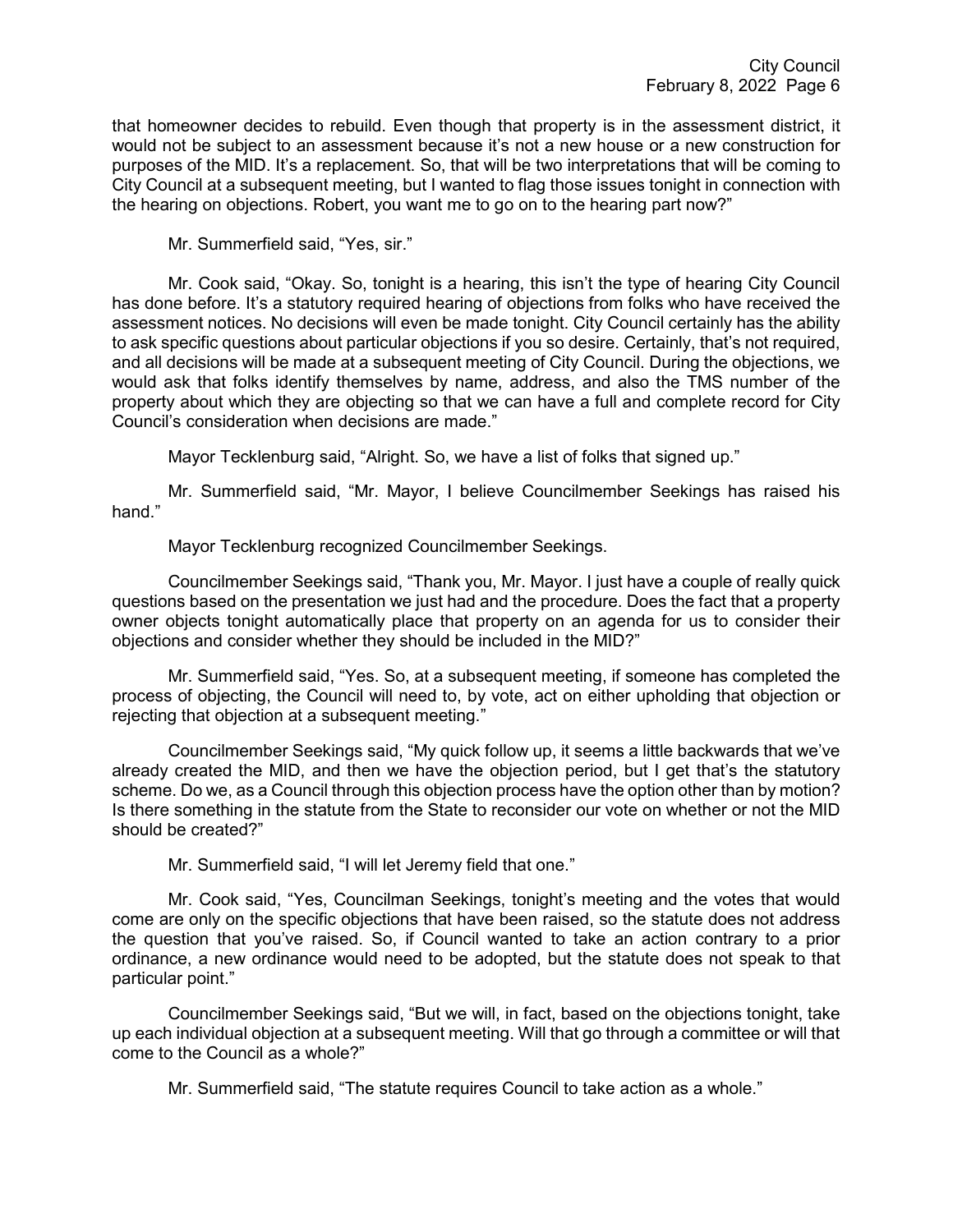that homeowner decides to rebuild. Even though that property is in the assessment district, it would not be subject to an assessment because it's not a new house or a new construction for purposes of the MID. It's a replacement. So, that will be two interpretations that will be coming to City Council at a subsequent meeting, but I wanted to flag those issues tonight in connection with the hearing on objections. Robert, you want me to go on to the hearing part now?"

Mr. Summerfield said, "Yes, sir."

Mr. Cook said, "Okay. So, tonight is a hearing, this isn't the type of hearing City Council has done before. It's a statutory required hearing of objections from folks who have received the assessment notices. No decisions will even be made tonight. City Council certainly has the ability to ask specific questions about particular objections if you so desire. Certainly, that's not required, and all decisions will be made at a subsequent meeting of City Council. During the objections, we would ask that folks identify themselves by name, address, and also the TMS number of the property about which they are objecting so that we can have a full and complete record for City Council's consideration when decisions are made."

Mayor Tecklenburg said, "Alright. So, we have a list of folks that signed up."

Mr. Summerfield said, "Mr. Mayor, I believe Councilmember Seekings has raised his hand."

Mayor Tecklenburg recognized Councilmember Seekings.

Councilmember Seekings said, "Thank you, Mr. Mayor. I just have a couple of really quick questions based on the presentation we just had and the procedure. Does the fact that a property owner objects tonight automatically place that property on an agenda for us to consider their objections and consider whether they should be included in the MID?"

Mr. Summerfield said, "Yes. So, at a subsequent meeting, if someone has completed the process of objecting, the Council will need to, by vote, act on either upholding that objection or rejecting that objection at a subsequent meeting."

Councilmember Seekings said, "My quick follow up, it seems a little backwards that we've already created the MID, and then we have the objection period, but I get that's the statutory scheme. Do we, as a Council through this objection process have the option other than by motion? Is there something in the statute from the State to reconsider our vote on whether or not the MID should be created?"

Mr. Summerfield said, "I will let Jeremy field that one."

Mr. Cook said, "Yes, Councilman Seekings, tonight's meeting and the votes that would come are only on the specific objections that have been raised, so the statute does not address the question that you've raised. So, if Council wanted to take an action contrary to a prior ordinance, a new ordinance would need to be adopted, but the statute does not speak to that particular point."

Councilmember Seekings said, "But we will, in fact, based on the objections tonight, take up each individual objection at a subsequent meeting. Will that go through a committee or will that come to the Council as a whole?"

Mr. Summerfield said, "The statute requires Council to take action as a whole."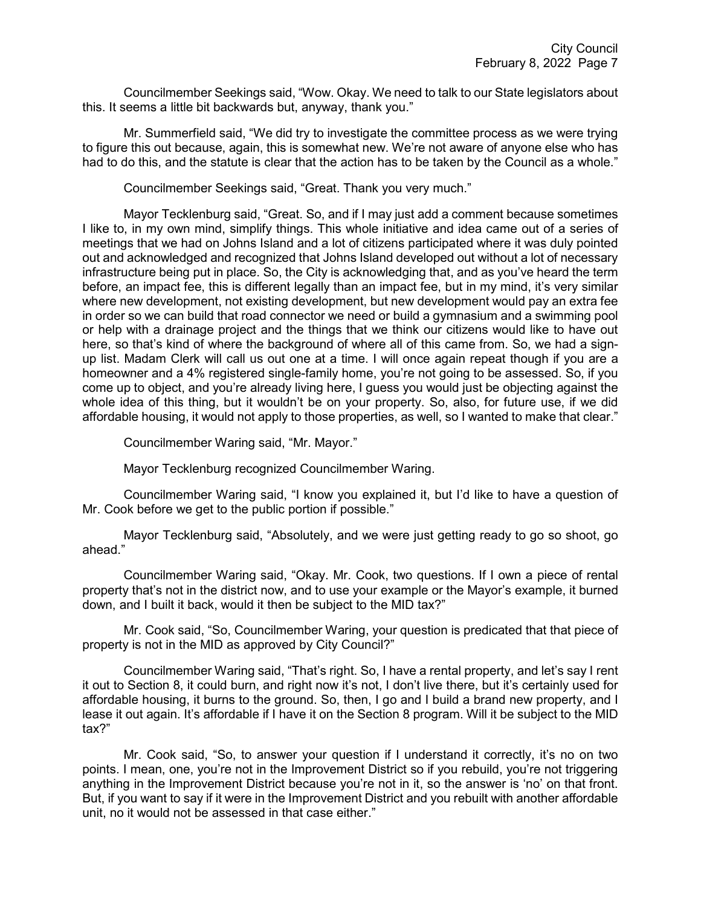Councilmember Seekings said, "Wow. Okay. We need to talk to our State legislators about this. It seems a little bit backwards but, anyway, thank you."

Mr. Summerfield said, "We did try to investigate the committee process as we were trying to figure this out because, again, this is somewhat new. We're not aware of anyone else who has had to do this, and the statute is clear that the action has to be taken by the Council as a whole."

Councilmember Seekings said, "Great. Thank you very much."

Mayor Tecklenburg said, "Great. So, and if I may just add a comment because sometimes I like to, in my own mind, simplify things. This whole initiative and idea came out of a series of meetings that we had on Johns Island and a lot of citizens participated where it was duly pointed out and acknowledged and recognized that Johns Island developed out without a lot of necessary infrastructure being put in place. So, the City is acknowledging that, and as you've heard the term before, an impact fee, this is different legally than an impact fee, but in my mind, it's very similar where new development, not existing development, but new development would pay an extra fee in order so we can build that road connector we need or build a gymnasium and a swimming pool or help with a drainage project and the things that we think our citizens would like to have out here, so that's kind of where the background of where all of this came from. So, we had a sign-up list. Madam Clerk will call us out one at a time. I will once again repeat though if you are a homeowner and a 4% registered single-family home, you're not going to be assessed. So, if you come up to object, and you're already living here, I guess you would just be objecting against the whole idea of this thing, but it wouldn't be on your property. So, also, for future use, if we did affordable housing, it would not apply to those properties, as well, so I wanted to make that clear."

Councilmember Waring said, "Mr. Mayor."

Mayor Tecklenburg recognized Councilmember Waring.

Councilmember Waring said, "I know you explained it, but I'd like to have a question of Mr. Cook before we get to the public portion if possible."

Mayor Tecklenburg said, "Absolutely, and we were just getting ready to go so shoot, go ahead."

Councilmember Waring said, "Okay. Mr. Cook, two questions. If I own a piece of rental property that's not in the district now, and to use your example or the Mayor's example, it burned down, and I built it back, would it then be subject to the MID tax?"

Mr. Cook said, "So, Councilmember Waring, your question is predicated that that piece of property is not in the MID as approved by City Council?"

Councilmember Waring said, "That's right. So, I have a rental property, and let's say I rent it out to Section 8, it could burn, and right now it's not, I don't live there, but it's certainly used for affordable housing, it burns to the ground. So, then, I go and I build a brand new property, and I lease it out again. It's affordable if I have it on the Section 8 program. Will it be subject to the MID tax?"

Mr. Cook said, "So, to answer your question if I understand it correctly, it's no on two points. I mean, one, you're not in the Improvement District so if you rebuild, you're not triggering anything in the Improvement District because you're not in it, so the answer is 'no' on that front. But, if you want to say if it were in the Improvement District and you rebuilt with another affordable unit, no it would not be assessed in that case either."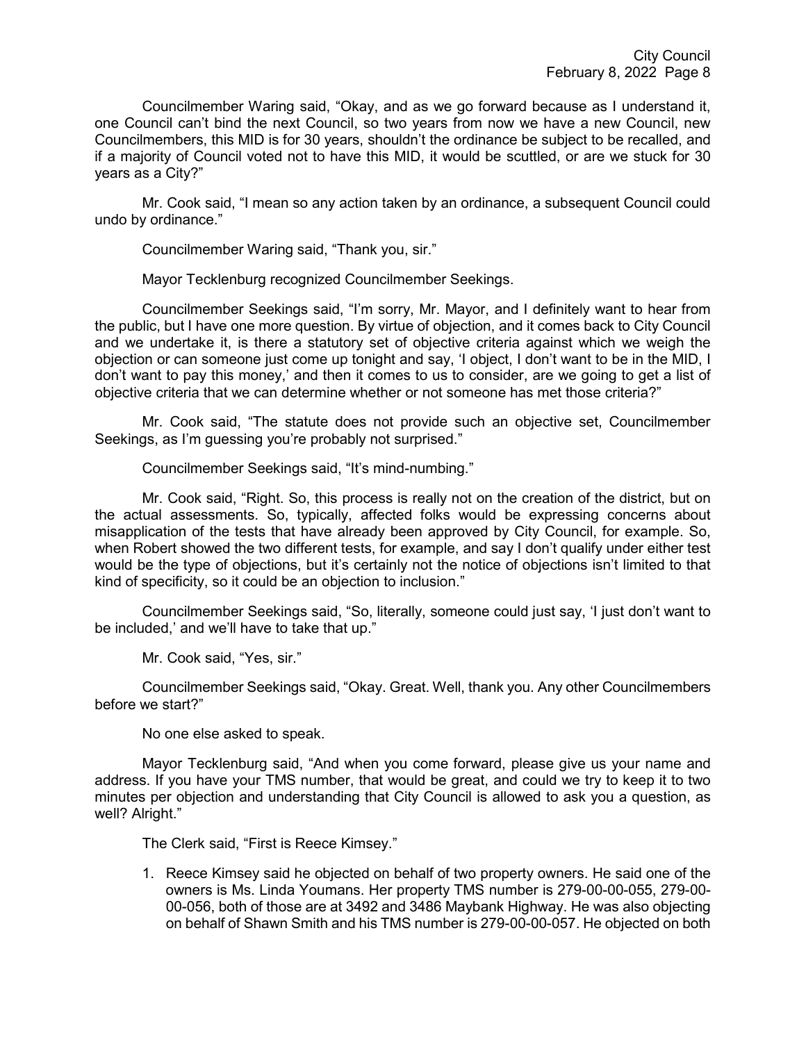Councilmember Waring said, "Okay, and as we go forward because as I understand it, one Council can't bind the next Council, so two years from now we have a new Council, new Councilmembers, this MID is for 30 years, shouldn't the ordinance be subject to be recalled, and if a majority of Council voted not to have this MID, it would be scuttled, or are we stuck for 30 years as a City?"

Mr. Cook said, "I mean so any action taken by an ordinance, a subsequent Council could undo by ordinance."

Councilmember Waring said, "Thank you, sir."

Mayor Tecklenburg recognized Councilmember Seekings.

Councilmember Seekings said, "I'm sorry, Mr. Mayor, and I definitely want to hear from the public, but I have one more question. By virtue of objection, and it comes back to City Council and we undertake it, is there a statutory set of objective criteria against which we weigh the objection or can someone just come up tonight and say, 'I object, I don't want to be in the MID, I don't want to pay this money,' and then it comes to us to consider, are we going to get a list of objective criteria that we can determine whether or not someone has met those criteria?"

Mr. Cook said, "The statute does not provide such an objective set, Councilmember Seekings, as I'm guessing you're probably not surprised."

Councilmember Seekings said, "It's mind-numbing."

Mr. Cook said, "Right. So, this process is really not on the creation of the district, but on the actual assessments. So, typically, affected folks would be expressing concerns about misapplication of the tests that have already been approved by City Council, for example. So, when Robert showed the two different tests, for example, and say I don't qualify under either test would be the type of objections, but it's certainly not the notice of objections isn't limited to that kind of specificity, so it could be an objection to inclusion."

Councilmember Seekings said, "So, literally, someone could just say, 'I just don't want to be included,' and we'll have to take that up."

Mr. Cook said, "Yes, sir."

Councilmember Seekings said, "Okay. Great. Well, thank you. Any other Councilmembers before we start?"

No one else asked to speak.

Mayor Tecklenburg said, "And when you come forward, please give us your name and address. If you have your TMS number, that would be great, and could we try to keep it to two minutes per objection and understanding that City Council is allowed to ask you a question, as well? Alright."

The Clerk said, "First is Reece Kimsey."

1. Reece Kimsey said he objected on behalf of two property owners. He said one of the owners is Ms. Linda Youmans. Her property TMS number is 279-00-00-055, 279-00-00-056, both of those are at 3492 and 3486 Maybank Highway. He was also objecting on behalf of Shawn Smith and his TMS number is 279-00-00-057. He objected on both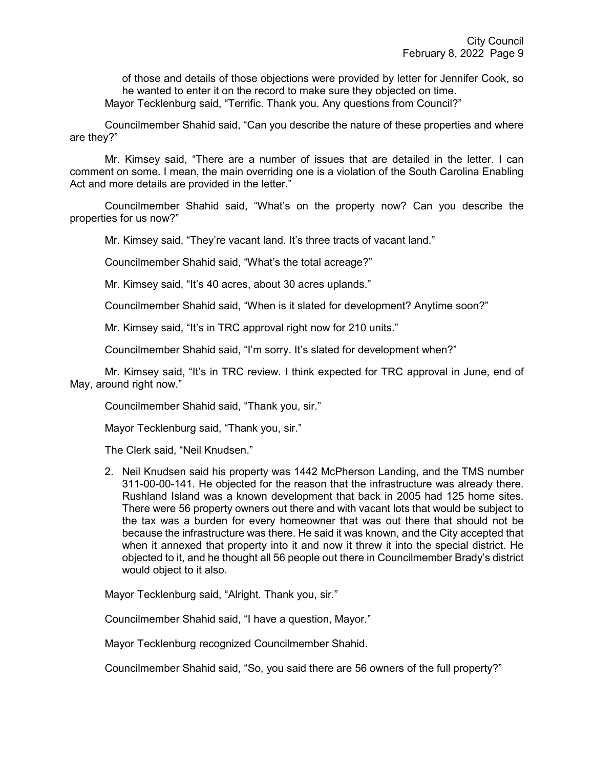of those and details of those objections were provided by letter for Jennifer Cook, so he wanted to enter it on the record to make sure they objected on time.

Mayor Tecklenburg said, "Terrific. Thank you. Any questions from Council?"

Councilmember Shahid said, "Can you describe the nature of these properties and where are they?"

Mr. Kimsey said, "There are a number of issues that are detailed in the letter. I can comment on some. I mean, the main overriding one is a violation of the South Carolina Enabling Act and more details are provided in the letter."

Councilmember Shahid said, "What's on the property now? Can you describe the properties for us now?"

Mr. Kimsey said, "They're vacant land. It's three tracts of vacant land."

Councilmember Shahid said, "What's the total acreage?"

Mr. Kimsey said, "It's 40 acres, about 30 acres uplands."

Councilmember Shahid said, "When is it slated for development? Anytime soon?"

Mr. Kimsey said, "It's in TRC approval right now for 210 units."

Councilmember Shahid said, "I'm sorry. It's slated for development when?"

Mr. Kimsey said, "It's in TRC review. I think expected for TRC approval in June, end of May, around right now."

Councilmember Shahid said, "Thank you, sir."

Mayor Tecklenburg said, "Thank you, sir."

The Clerk said, "Neil Knudsen."

2. Neil Knudsen said his property was 1442 McPherson Landing, and the TMS number 311-00-00-141. He objected for the reason that the infrastructure was already there. Rushland Island was a known development that back in 2005 had 125 home sites. There were 56 property owners out there and with vacant lots that would be subject to the tax was a burden for every homeowner that was out there that should not be because the infrastructure was there. He said it was known, and the City accepted that when it annexed that property into it and now it threw it into the special district. He objected to it, and he thought all 56 people out there in Councilmember Brady's district would object to it also.

Mayor Tecklenburg said, "Alright. Thank you, sir."

Councilmember Shahid said, "I have a question, Mayor."

Mayor Tecklenburg recognized Councilmember Shahid.

Councilmember Shahid said, "So, you said there are 56 owners of the full property?"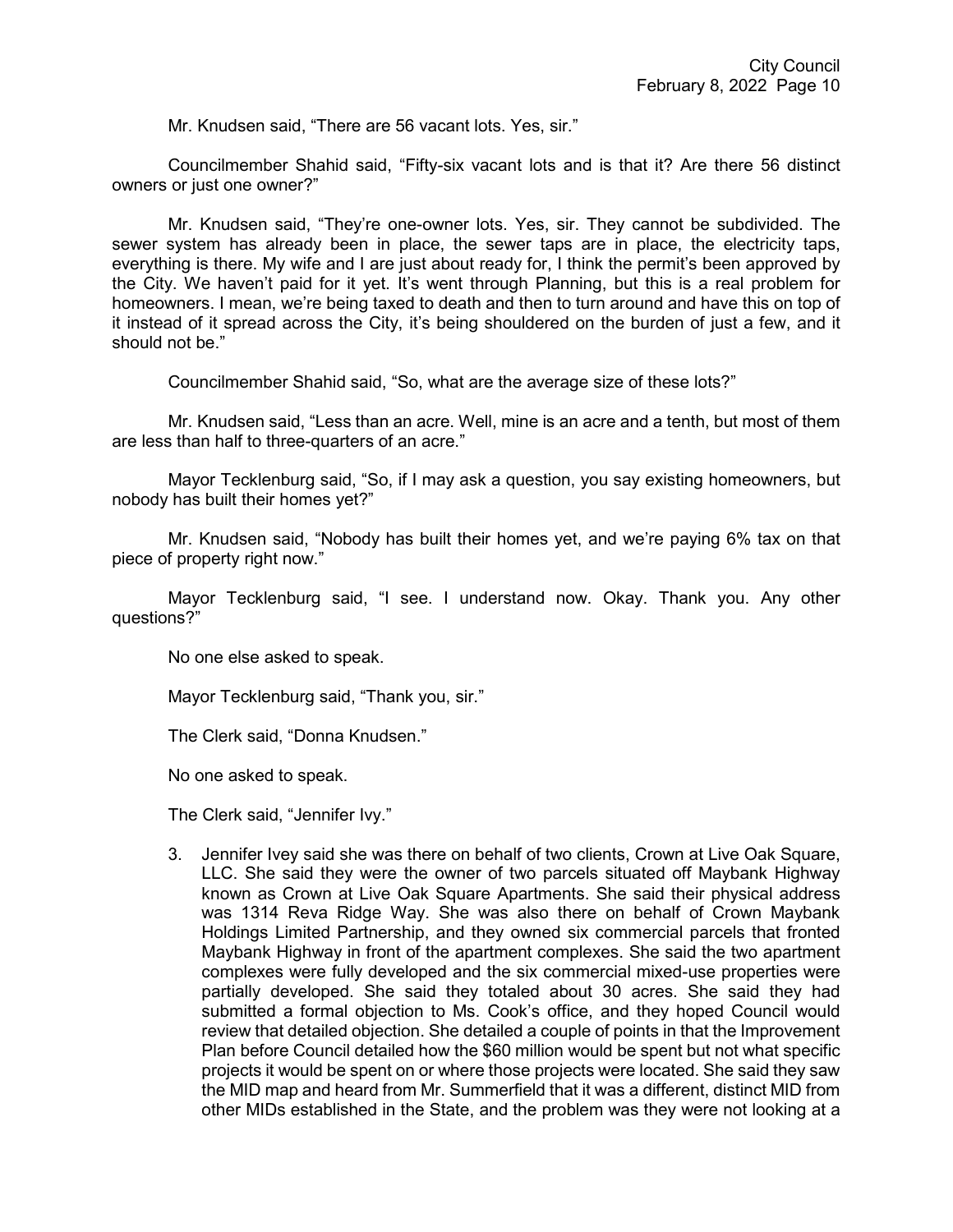Mr. Knudsen said, "There are 56 vacant lots. Yes, sir."

Councilmember Shahid said, "Fifty-six vacant lots and is that it? Are there 56 distinct owners or just one owner?"

Mr. Knudsen said, "They're one-owner lots. Yes, sir. They cannot be subdivided. The sewer system has already been in place, the sewer taps are in place, the electricity taps, everything is there. My wife and I are just about ready for, I think the permit's been approved by the City. We haven't paid for it yet. It's went through Planning, but this is a real problem for homeowners. I mean, we're being taxed to death and then to turn around and have this on top of it instead of it spread across the City, it's being shouldered on the burden of just a few, and it should not be."

Councilmember Shahid said, "So, what are the average size of these lots?"

Mr. Knudsen said, "Less than an acre. Well, mine is an acre and a tenth, but most of them are less than half to three-quarters of an acre."

Mayor Tecklenburg said, "So, if I may ask a question, you say existing homeowners, but nobody has built their homes yet?"

Mr. Knudsen said, "Nobody has built their homes yet, and we're paying 6% tax on that piece of property right now."

Mayor Tecklenburg said, "I see. I understand now. Okay. Thank you. Any other questions?"

No one else asked to speak.

Mayor Tecklenburg said, "Thank you, sir."

The Clerk said, "Donna Knudsen."

No one asked to speak.

The Clerk said, "Jennifer Ivy."

3. Jennifer Ivey said she was there on behalf of two clients, Crown at Live Oak Square, LLC. She said they were the owner of two parcels situated off Maybank Highway known as Crown at Live Oak Square Apartments. She said their physical address was 1314 Reva Ridge Way. She was also there on behalf of Crown Maybank Holdings Limited Partnership, and they owned six commercial parcels that fronted Maybank Highway in front of the apartment complexes. She said the two apartment complexes were fully developed and the six commercial mixed-use properties were partially developed. She said they totaled about 30 acres. She said they had submitted a formal objection to Ms. Cook's office, and they hoped Council would review that detailed objection. She detailed a couple of points in that the Improvement Plan before Council detailed how the $60 million would be spent but not what specific projects it would be spent on or where those projects were located. She said they saw the MID map and heard from Mr. Summerfield that it was a different, distinct MID from other MIDs established in the State, and the problem was they were not looking at a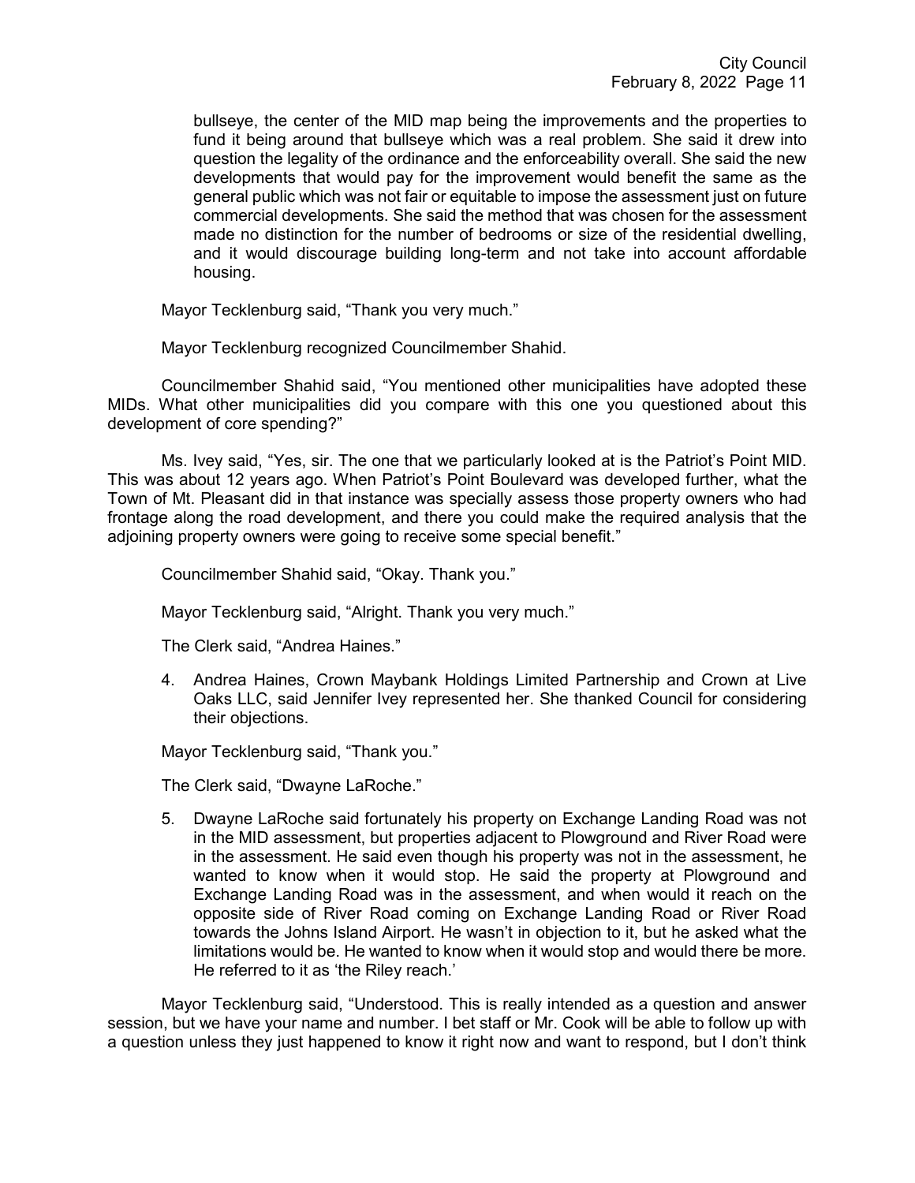bullseye, the center of the MID map being the improvements and the properties to fund it being around that bullseye which was a real problem. She said it drew into question the legality of the ordinance and the enforceability overall. She said the new developments that would pay for the improvement would benefit the same as the general public which was not fair or equitable to impose the assessment just on future commercial developments. She said the method that was chosen for the assessment made no distinction for the number of bedrooms or size of the residential dwelling, and it would discourage building long-term and not take into account affordable housing.

Mayor Tecklenburg said, "Thank you very much."

Mayor Tecklenburg recognized Councilmember Shahid.

Councilmember Shahid said, "You mentioned other municipalities have adopted these MIDs. What other municipalities did you compare with this one you questioned about this development of core spending?"

Ms. Ivey said, "Yes, sir. The one that we particularly looked at is the Patriot's Point MID. This was about 12 years ago. When Patriot's Point Boulevard was developed further, what the Town of Mt. Pleasant did in that instance was specially assess those property owners who had frontage along the road development, and there you could make the required analysis that the adjoining property owners were going to receive some special benefit."

Councilmember Shahid said, "Okay. Thank you."

Mayor Tecklenburg said, "Alright. Thank you very much."

The Clerk said, "Andrea Haines."

4. Andrea Haines, Crown Maybank Holdings Limited Partnership and Crown at Live Oaks LLC, said Jennifer Ivey represented her. She thanked Council for considering their objections.

Mayor Tecklenburg said, "Thank you."

The Clerk said, "Dwayne LaRoche."

5. Dwayne LaRoche said fortunately his property on Exchange Landing Road was not in the MID assessment, but properties adjacent to Plowground and River Road were in the assessment. He said even though his property was not in the assessment, he wanted to know when it would stop. He said the property at Plowground and Exchange Landing Road was in the assessment, and when would it reach on the opposite side of River Road coming on Exchange Landing Road or River Road towards the Johns Island Airport. He wasn't in objection to it, but he asked what the limitations would be. He wanted to know when it would stop and would there be more. He referred to it as 'the Riley reach.'

Mayor Tecklenburg said, "Understood. This is really intended as a question and answer session, but we have your name and number. I bet staff or Mr. Cook will be able to follow up with a question unless they just happened to know it right now and want to respond, but I don't think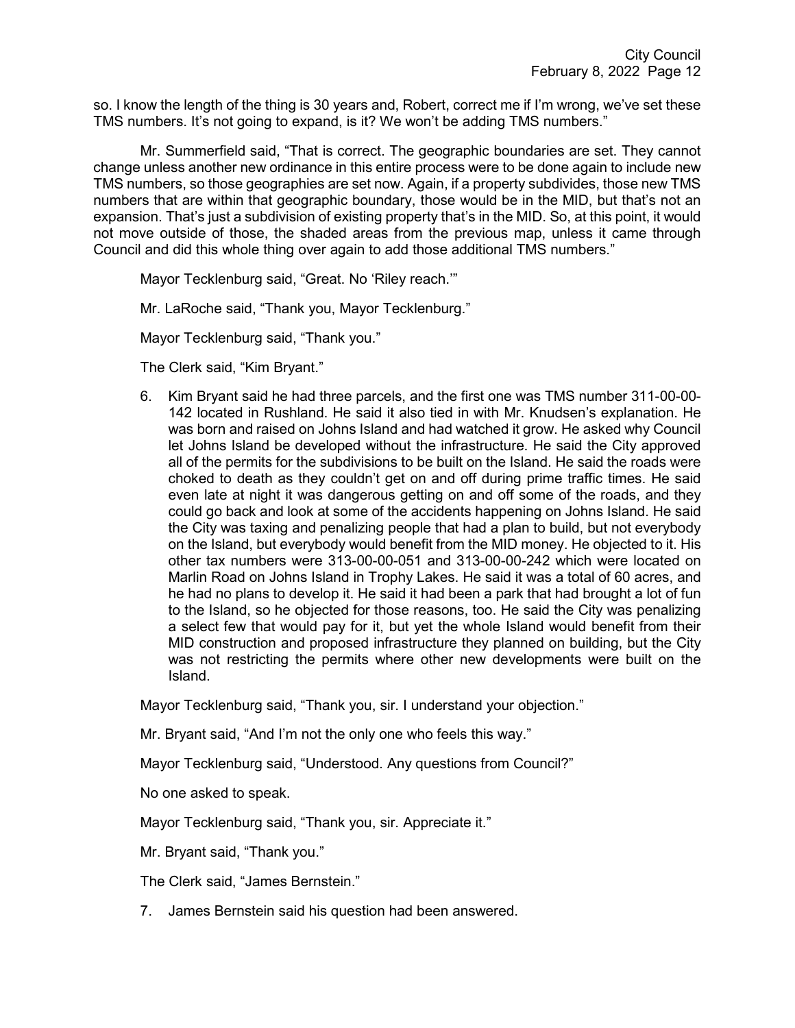so. I know the length of the thing is 30 years and, Robert, correct me if I'm wrong, we've set these TMS numbers. It's not going to expand, is it? We won't be adding TMS numbers."

Mr. Summerfield said, "That is correct. The geographic boundaries are set. They cannot change unless another new ordinance in this entire process were to be done again to include new TMS numbers, so those geographies are set now. Again, if a property subdivides, those new TMS numbers that are within that geographic boundary, those would be in the MID, but that's not an expansion. That's just a subdivision of existing property that's in the MID. So, at this point, it would not move outside of those, the shaded areas from the previous map, unless it came through Council and did this whole thing over again to add those additional TMS numbers."

Mayor Tecklenburg said, "Great. No 'Riley reach.'"

Mr. LaRoche said, "Thank you, Mayor Tecklenburg."

Mayor Tecklenburg said, "Thank you."

The Clerk said, "Kim Bryant."

6. Kim Bryant said he had three parcels, and the first one was TMS number 311-00-00-142 located in Rushland. He said it also tied in with Mr. Knudsen's explanation. He was born and raised on Johns Island and had watched it grow. He asked why Council let Johns Island be developed without the infrastructure. He said the City approved all of the permits for the subdivisions to be built on the Island. He said the roads were choked to death as they couldn't get on and off during prime traffic times. He said even late at night it was dangerous getting on and off some of the roads, and they could go back and look at some of the accidents happening on Johns Island. He said the City was taxing and penalizing people that had a plan to build, but not everybody on the Island, but everybody would benefit from the MID money. He objected to it. His other tax numbers were 313-00-00-051 and 313-00-00-242 which were located on Marlin Road on Johns Island in Trophy Lakes. He said it was a total of 60 acres, and he had no plans to develop it. He said it had been a park that had brought a lot of fun to the Island, so he objected for those reasons, too. He said the City was penalizing a select few that would pay for it, but yet the whole Island would benefit from their MID construction and proposed infrastructure they planned on building, but the City was not restricting the permits where other new developments were built on the Island.

Mayor Tecklenburg said, "Thank you, sir. I understand your objection."

Mr. Bryant said, "And I'm not the only one who feels this way."

Mayor Tecklenburg said, "Understood. Any questions from Council?"

No one asked to speak.

Mayor Tecklenburg said, "Thank you, sir. Appreciate it."

Mr. Bryant said, "Thank you."

The Clerk said, "James Bernstein."

7. James Bernstein said his question had been answered.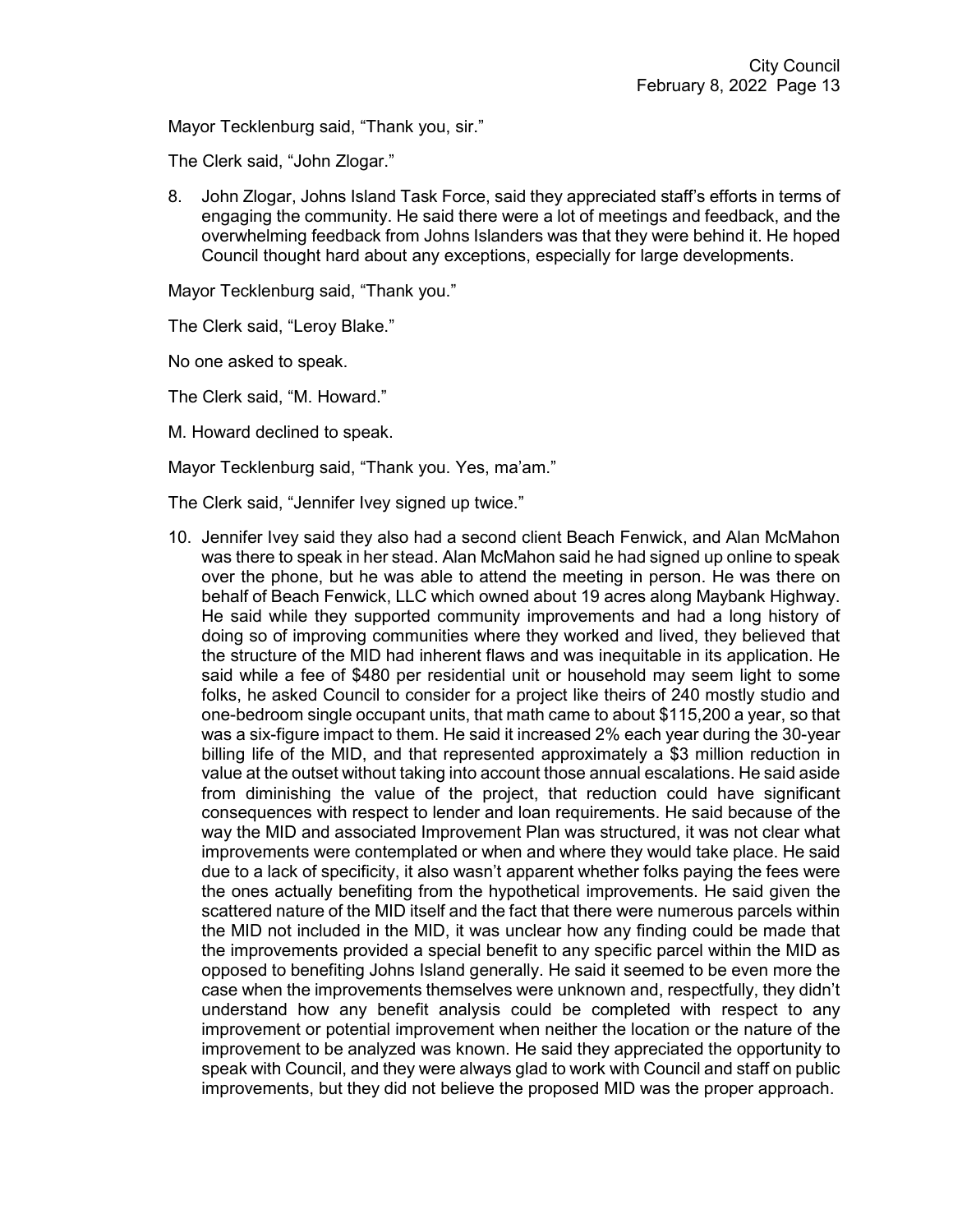Mayor Tecklenburg said, "Thank you, sir."

The Clerk said, "John Zlogar."

8. John Zlogar, Johns Island Task Force, said they appreciated staff's efforts in terms of engaging the community. He said there were a lot of meetings and feedback, and the overwhelming feedback from Johns Islanders was that they were behind it. He hoped Council thought hard about any exceptions, especially for large developments.

Mayor Tecklenburg said, "Thank you."

The Clerk said, "Leroy Blake."

No one asked to speak.

The Clerk said, "M. Howard."

M. Howard declined to speak.

Mayor Tecklenburg said, "Thank you. Yes, ma'am."

The Clerk said, "Jennifer Ivey signed up twice."

10. Jennifer Ivey said they also had a second client Beach Fenwick, and Alan McMahon was there to speak in her stead. Alan McMahon said he had signed up online to speak over the phone, but he was able to attend the meeting in person. He was there on behalf of Beach Fenwick, LLC which owned about 19 acres along Maybank Highway. He said while they supported community improvements and had a long history of doing so of improving communities where they worked and lived, they believed that the structure of the MID had inherent flaws and was inequitable in its application. He said while a fee of $480 per residential unit or household may seem light to some folks, he asked Council to consider for a project like theirs of 240 mostly studio and one-bedroom single occupant units, that math came to about $115,200 a year, so that was a six-figure impact to them. He said it increased 2% each year during the 30-year billing life of the MID, and that represented approximately a $3 million reduction in value at the outset without taking into account those annual escalations. He said aside from diminishing the value of the project, that reduction could have significant consequences with respect to lender and loan requirements. He said because of the way the MID and associated Improvement Plan was structured, it was not clear what improvements were contemplated or when and where they would take place. He said due to a lack of specificity, it also wasn't apparent whether folks paying the fees were the ones actually benefiting from the hypothetical improvements. He said given the scattered nature of the MID itself and the fact that there were numerous parcels within the MID not included in the MID, it was unclear how any finding could be made that the improvements provided a special benefit to any specific parcel within the MID as opposed to benefiting Johns Island generally. He said it seemed to be even more the case when the improvements themselves were unknown and, respectfully, they didn't understand how any benefit analysis could be completed with respect to any improvement or potential improvement when neither the location or the nature of the improvement to be analyzed was known. He said they appreciated the opportunity to speak with Council, and they were always glad to work with Council and staff on public improvements, but they did not believe the proposed MID was the proper approach.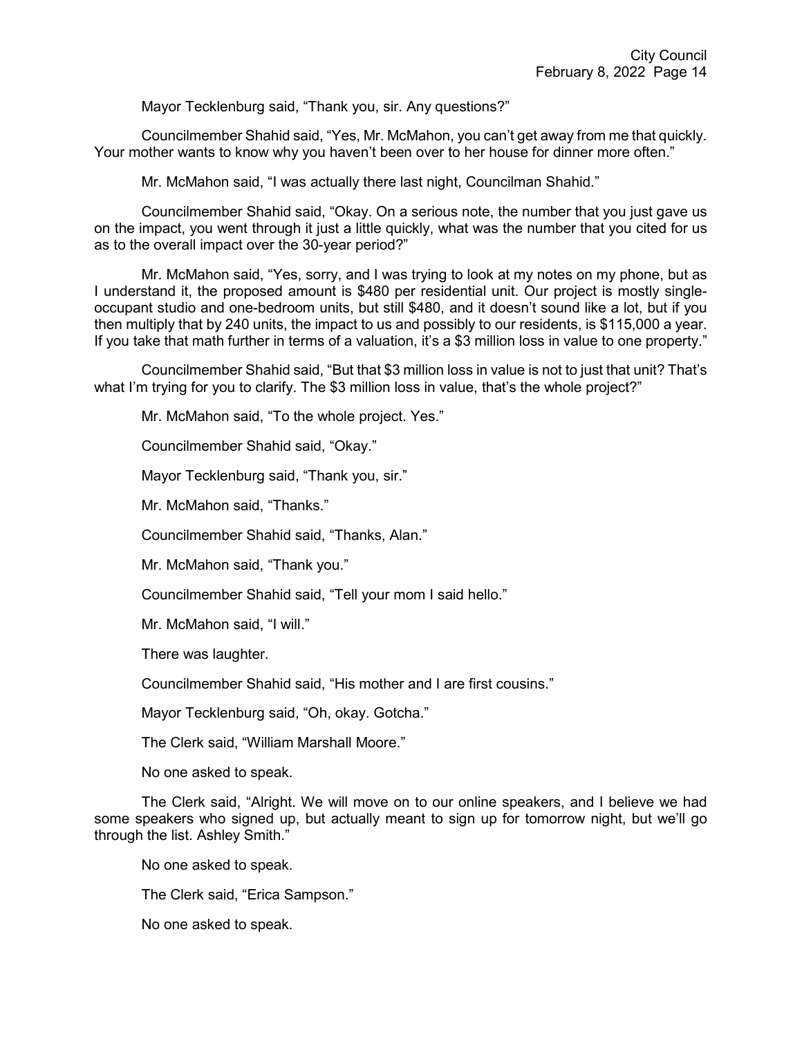Mayor Tecklenburg said, “Thank you, sir. Any questions?”

Councilmember Shahid said, “Yes, Mr. McMahon, you can’t get away from me that quickly. Your mother wants to know why you haven’t been over to her house for dinner more often.”

Mr. McMahon said, “I was actually there last night, Councilman Shahid.”

Councilmember Shahid said, “Okay. On a serious note, the number that you just gave us on the impact, you went through it just a little quickly, what was the number that you cited for us as to the overall impact over the 30-year period?”

Mr. McMahon said, “Yes, sorry, and I was trying to look at my notes on my phone, but as I understand it, the proposed amount is $480 per residential unit. Our project is mostly single-occupant studio and one-bedroom units, but still $480, and it doesn’t sound like a lot, but if you then multiply that by 240 units, the impact to us and possibly to our residents, is $115,000 a year. If you take that math further in terms of a valuation, it’s a $3 million loss in value to one property.”

Councilmember Shahid said, “But that $3 million loss in value is not to just that unit? That’s what I’m trying for you to clarify. The $3 million loss in value, that’s the whole project?”

Mr. McMahon said, “To the whole project. Yes.”

Councilmember Shahid said, “Okay.”

Mayor Tecklenburg said, “Thank you, sir.”

Mr. McMahon said, “Thanks.”

Councilmember Shahid said, “Thanks, Alan.”

Mr. McMahon said, “Thank you.”

Councilmember Shahid said, “Tell your mom I said hello.”

Mr. McMahon said, “I will.”

There was laughter.

Councilmember Shahid said, “His mother and I are first cousins.”

Mayor Tecklenburg said, “Oh, okay. Gotcha.”

The Clerk said, “William Marshall Moore.”

No one asked to speak.

The Clerk said, “Alright. We will move on to our online speakers, and I believe we had some speakers who signed up, but actually meant to sign up for tomorrow night, but we’ll go through the list. Ashley Smith.”

No one asked to speak.

The Clerk said, “Erica Sampson.”

No one asked to speak.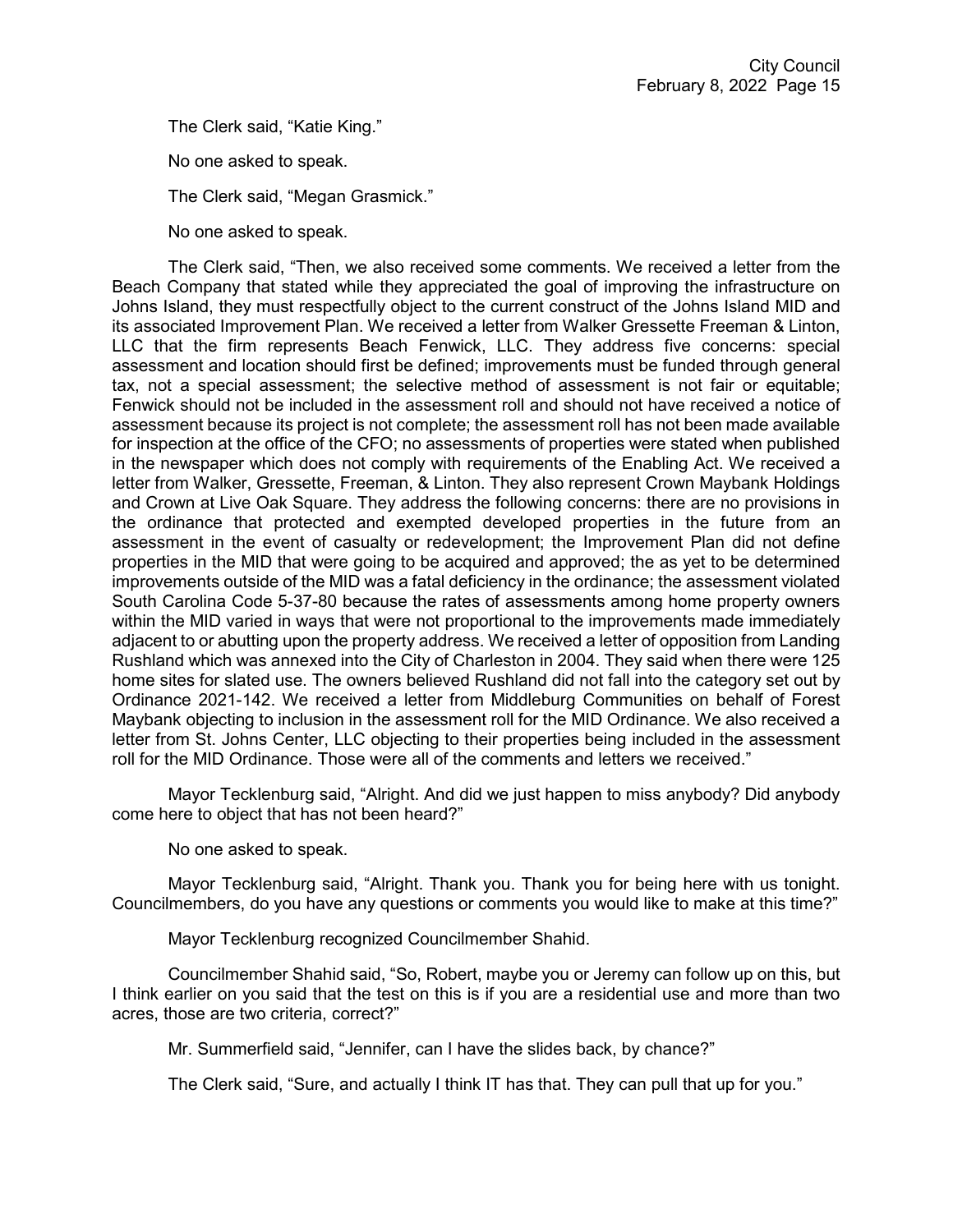The Clerk said, "Katie King."

No one asked to speak.

The Clerk said, "Megan Grasmick."

No one asked to speak.

The Clerk said, "Then, we also received some comments. We received a letter from the Beach Company that stated while they appreciated the goal of improving the infrastructure on Johns Island, they must respectfully object to the current construct of the Johns Island MID and its associated Improvement Plan. We received a letter from Walker Gressette Freeman & Linton, LLC that the firm represents Beach Fenwick, LLC. They address five concerns: special assessment and location should first be defined; improvements must be funded through general tax, not a special assessment; the selective method of assessment is not fair or equitable; Fenwick should not be included in the assessment roll and should not have received a notice of assessment because its project is not complete; the assessment roll has not been made available for inspection at the office of the CFO; no assessments of properties were stated when published in the newspaper which does not comply with requirements of the Enabling Act. We received a letter from Walker, Gressette, Freeman, & Linton. They also represent Crown Maybank Holdings and Crown at Live Oak Square. They address the following concerns: there are no provisions in the ordinance that protected and exempted developed properties in the future from an assessment in the event of casualty or redevelopment; the Improvement Plan did not define properties in the MID that were going to be acquired and approved; the as yet to be determined improvements outside of the MID was a fatal deficiency in the ordinance; the assessment violated South Carolina Code 5-37-80 because the rates of assessments among home property owners within the MID varied in ways that were not proportional to the improvements made immediately adjacent to or abutting upon the property address. We received a letter of opposition from Landing Rushland which was annexed into the City of Charleston in 2004. They said when there were 125 home sites for slated use. The owners believed Rushland did not fall into the category set out by Ordinance 2021-142. We received a letter from Middleburg Communities on behalf of Forest Maybank objecting to inclusion in the assessment roll for the MID Ordinance. We also received a letter from St. Johns Center, LLC objecting to their properties being included in the assessment roll for the MID Ordinance. Those were all of the comments and letters we received."

Mayor Tecklenburg said, "Alright. And did we just happen to miss anybody? Did anybody come here to object that has not been heard?"

No one asked to speak.

Mayor Tecklenburg said, "Alright. Thank you. Thank you for being here with us tonight. Councilmembers, do you have any questions or comments you would like to make at this time?"

Mayor Tecklenburg recognized Councilmember Shahid.

Councilmember Shahid said, "So, Robert, maybe you or Jeremy can follow up on this, but I think earlier on you said that the test on this is if you are a residential use and more than two acres, those are two criteria, correct?"

Mr. Summerfield said, "Jennifer, can I have the slides back, by chance?"

The Clerk said, "Sure, and actually I think IT has that. They can pull that up for you."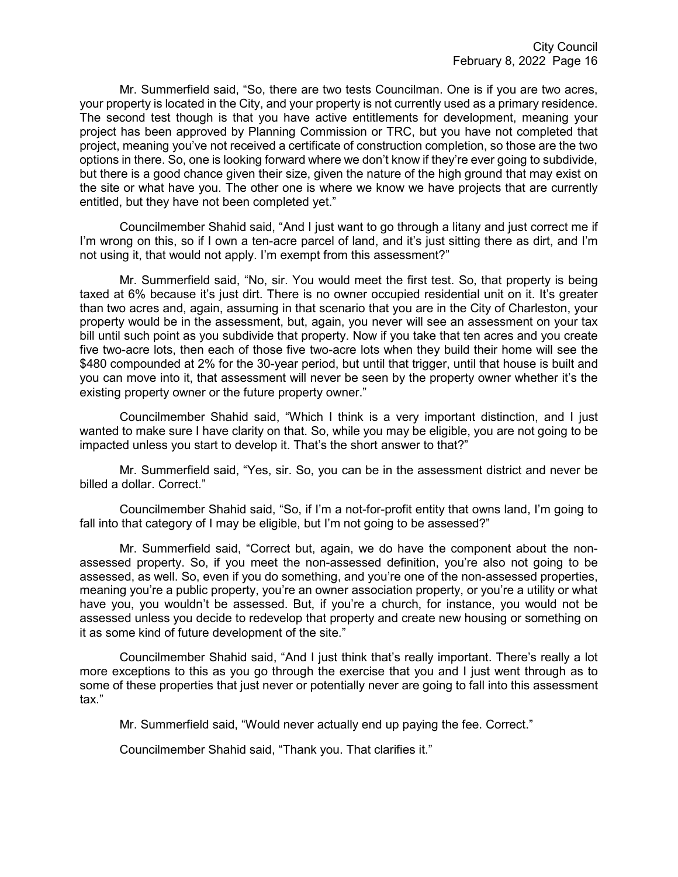Mr. Summerfield said, "So, there are two tests Councilman. One is if you are two acres, your property is located in the City, and your property is not currently used as a primary residence. The second test though is that you have active entitlements for development, meaning your project has been approved by Planning Commission or TRC, but you have not completed that project, meaning you've not received a certificate of construction completion, so those are the two options in there. So, one is looking forward where we don't know if they're ever going to subdivide, but there is a good chance given their size, given the nature of the high ground that may exist on the site or what have you. The other one is where we know we have projects that are currently entitled, but they have not been completed yet."

Councilmember Shahid said, "And I just want to go through a litany and just correct me if I'm wrong on this, so if I own a ten-acre parcel of land, and it's just sitting there as dirt, and I'm not using it, that would not apply. I'm exempt from this assessment?"

Mr. Summerfield said, "No, sir. You would meet the first test. So, that property is being taxed at 6% because it's just dirt. There is no owner occupied residential unit on it. It's greater than two acres and, again, assuming in that scenario that you are in the City of Charleston, your property would be in the assessment, but, again, you never will see an assessment on your tax bill until such point as you subdivide that property. Now if you take that ten acres and you create five two-acre lots, then each of those five two-acre lots when they build their home will see the \$480 compounded at 2% for the 30-year period, but until that trigger, until that house is built and you can move into it, that assessment will never be seen by the property owner whether it's the existing property owner or the future property owner."

Councilmember Shahid said, "Which I think is a very important distinction, and I just wanted to make sure I have clarity on that. So, while you may be eligible, you are not going to be impacted unless you start to develop it. That's the short answer to that?"

Mr. Summerfield said, "Yes, sir. So, you can be in the assessment district and never be billed a dollar. Correct."

Councilmember Shahid said, "So, if I'm a not-for-profit entity that owns land, I'm going to fall into that category of I may be eligible, but I'm not going to be assessed?"

Mr. Summerfield said, "Correct but, again, we do have the component about the non-assessed property. So, if you meet the non-assessed definition, you're also not going to be assessed, as well. So, even if you do something, and you're one of the non-assessed properties, meaning you're a public property, you're an owner association property, or you're a utility or what have you, you wouldn't be assessed. But, if you're a church, for instance, you would not be assessed unless you decide to redevelop that property and create new housing or something on it as some kind of future development of the site."

Councilmember Shahid said, "And I just think that's really important. There's really a lot more exceptions to this as you go through the exercise that you and I just went through as to some of these properties that just never or potentially never are going to fall into this assessment tax."

Mr. Summerfield said, "Would never actually end up paying the fee. Correct."

Councilmember Shahid said, "Thank you. That clarifies it."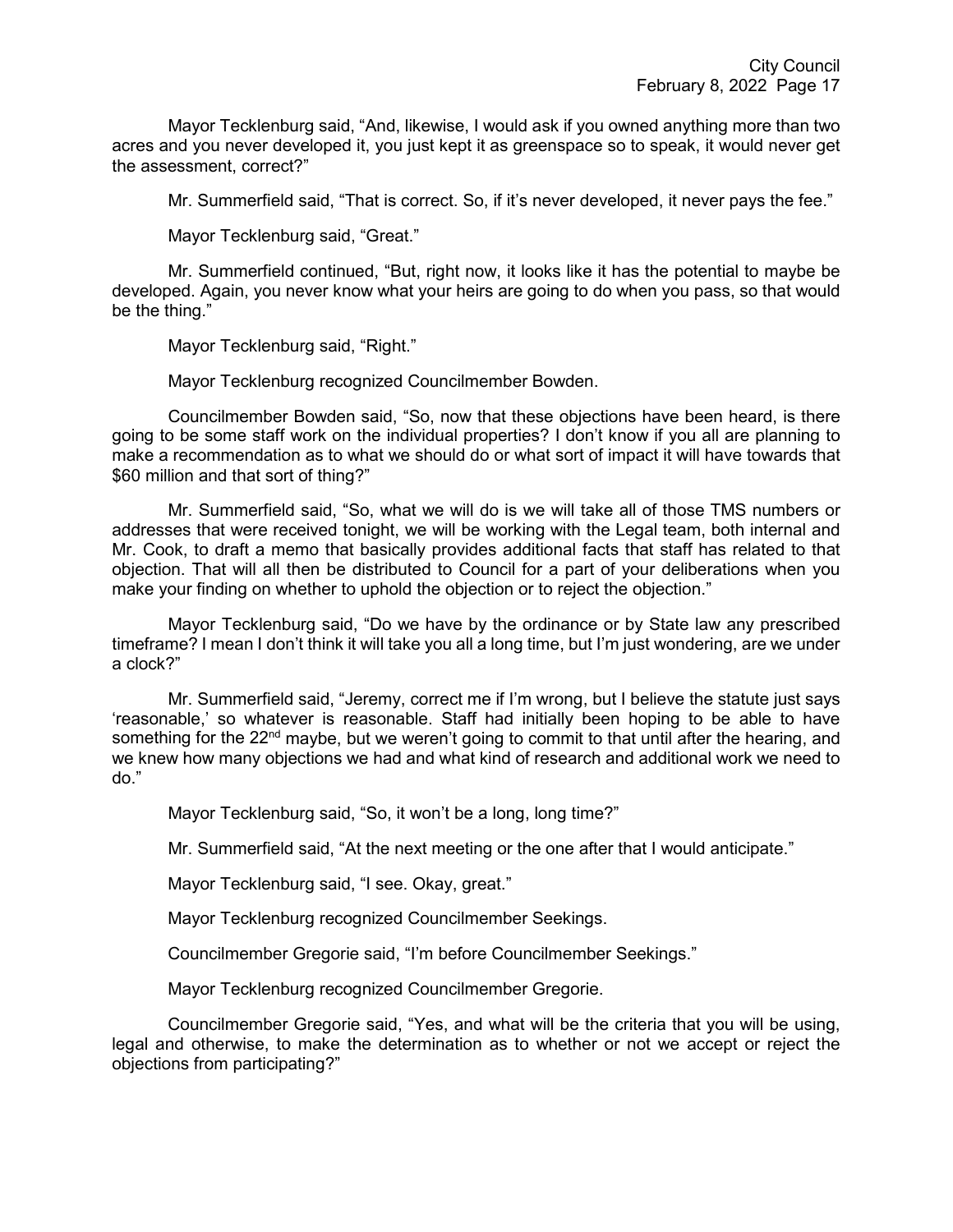Mayor Tecklenburg said, "And, likewise, I would ask if you owned anything more than two acres and you never developed it, you just kept it as greenspace so to speak, it would never get the assessment, correct?"

Mr. Summerfield said, "That is correct. So, if it's never developed, it never pays the fee."

Mayor Tecklenburg said, "Great."

Mr. Summerfield continued, "But, right now, it looks like it has the potential to maybe be developed. Again, you never know what your heirs are going to do when you pass, so that would be the thing."

Mayor Tecklenburg said, "Right."

Mayor Tecklenburg recognized Councilmember Bowden.

Councilmember Bowden said, "So, now that these objections have been heard, is there going to be some staff work on the individual properties? I don't know if you all are planning to make a recommendation as to what we should do or what sort of impact it will have towards that $60 million and that sort of thing?"

Mr. Summerfield said, "So, what we will do is we will take all of those TMS numbers or addresses that were received tonight, we will be working with the Legal team, both internal and Mr. Cook, to draft a memo that basically provides additional facts that staff has related to that objection. That will all then be distributed to Council for a part of your deliberations when you make your finding on whether to uphold the objection or to reject the objection."

Mayor Tecklenburg said, "Do we have by the ordinance or by State law any prescribed timeframe? I mean I don't think it will take you all a long time, but I'm just wondering, are we under a clock?"

Mr. Summerfield said, "Jeremy, correct me if I'm wrong, but I believe the statute just says 'reasonable,' so whatever is reasonable. Staff had initially been hoping to be able to have something for the 22nd maybe, but we weren't going to commit to that until after the hearing, and we knew how many objections we had and what kind of research and additional work we need to do."

Mayor Tecklenburg said, "So, it won't be a long, long time?"

Mr. Summerfield said, "At the next meeting or the one after that I would anticipate."

Mayor Tecklenburg said, "I see. Okay, great."

Mayor Tecklenburg recognized Councilmember Seekings.

Councilmember Gregorie said, "I'm before Councilmember Seekings."

Mayor Tecklenburg recognized Councilmember Gregorie.

Councilmember Gregorie said, "Yes, and what will be the criteria that you will be using, legal and otherwise, to make the determination as to whether or not we accept or reject the objections from participating?"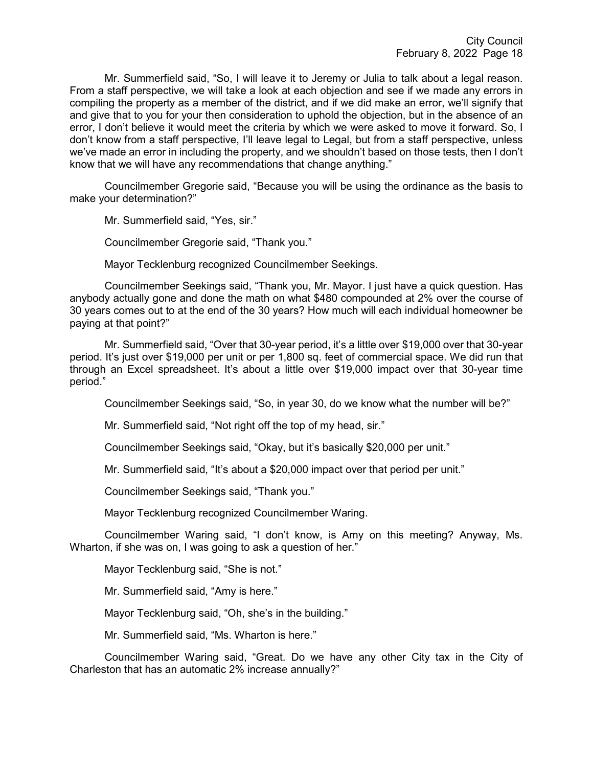Mr. Summerfield said, "So, I will leave it to Jeremy or Julia to talk about a legal reason. From a staff perspective, we will take a look at each objection and see if we made any errors in compiling the property as a member of the district, and if we did make an error, we'll signify that and give that to you for your then consideration to uphold the objection, but in the absence of an error, I don't believe it would meet the criteria by which we were asked to move it forward. So, I don't know from a staff perspective, I'll leave legal to Legal, but from a staff perspective, unless we've made an error in including the property, and we shouldn't based on those tests, then I don't know that we will have any recommendations that change anything."

Councilmember Gregorie said, "Because you will be using the ordinance as the basis to make your determination?"

Mr. Summerfield said, "Yes, sir."

Councilmember Gregorie said, "Thank you."

Mayor Tecklenburg recognized Councilmember Seekings.

Councilmember Seekings said, "Thank you, Mr. Mayor. I just have a quick question. Has anybody actually gone and done the math on what $480 compounded at 2% over the course of 30 years comes out to at the end of the 30 years? How much will each individual homeowner be paying at that point?"

Mr. Summerfield said, "Over that 30-year period, it's a little over $19,000 over that 30-year period. It's just over $19,000 per unit or per 1,800 sq. feet of commercial space. We did run that through an Excel spreadsheet. It's about a little over $19,000 impact over that 30-year time period."

Councilmember Seekings said, "So, in year 30, do we know what the number will be?"

Mr. Summerfield said, "Not right off the top of my head, sir."

Councilmember Seekings said, "Okay, but it's basically $20,000 per unit."

Mr. Summerfield said, "It's about a $20,000 impact over that period per unit."

Councilmember Seekings said, "Thank you."

Mayor Tecklenburg recognized Councilmember Waring.

Councilmember Waring said, "I don't know, is Amy on this meeting? Anyway, Ms. Wharton, if she was on, I was going to ask a question of her."

Mayor Tecklenburg said, "She is not."

Mr. Summerfield said, "Amy is here."

Mayor Tecklenburg said, "Oh, she's in the building."

Mr. Summerfield said, "Ms. Wharton is here."

Councilmember Waring said, "Great. Do we have any other City tax in the City of Charleston that has an automatic 2% increase annually?"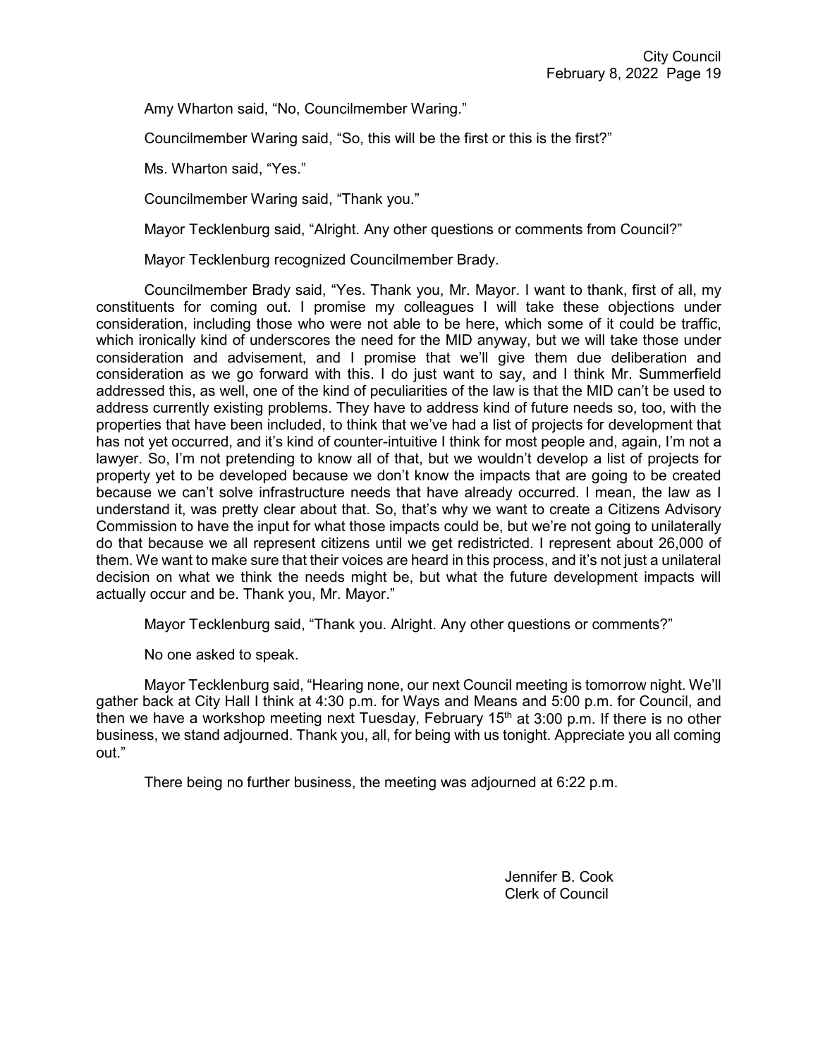Amy Wharton said, "No, Councilmember Waring."

Councilmember Waring said, "So, this will be the first or this is the first?"

Ms. Wharton said, "Yes."

Councilmember Waring said, "Thank you."

Mayor Tecklenburg said, "Alright. Any other questions or comments from Council?"

Mayor Tecklenburg recognized Councilmember Brady.

Councilmember Brady said, "Yes. Thank you, Mr. Mayor. I want to thank, first of all, my constituents for coming out. I promise my colleagues I will take these objections under consideration, including those who were not able to be here, which some of it could be traffic, which ironically kind of underscores the need for the MID anyway, but we will take those under consideration and advisement, and I promise that we'll give them due deliberation and consideration as we go forward with this. I do just want to say, and I think Mr. Summerfield addressed this, as well, one of the kind of peculiarities of the law is that the MID can't be used to address currently existing problems. They have to address kind of future needs so, too, with the properties that have been included, to think that we've had a list of projects for development that has not yet occurred, and it's kind of counter-intuitive I think for most people and, again, I'm not a lawyer. So, I'm not pretending to know all of that, but we wouldn't develop a list of projects for property yet to be developed because we don't know the impacts that are going to be created because we can't solve infrastructure needs that have already occurred. I mean, the law as I understand it, was pretty clear about that. So, that's why we want to create a Citizens Advisory Commission to have the input for what those impacts could be, but we're not going to unilaterally do that because we all represent citizens until we get redistricted. I represent about 26,000 of them. We want to make sure that their voices are heard in this process, and it's not just a unilateral decision on what we think the needs might be, but what the future development impacts will actually occur and be. Thank you, Mr. Mayor."

Mayor Tecklenburg said, "Thank you. Alright. Any other questions or comments?"

No one asked to speak.

Mayor Tecklenburg said, "Hearing none, our next Council meeting is tomorrow night. We'll gather back at City Hall I think at 4:30 p.m. for Ways and Means and 5:00 p.m. for Council, and then we have a workshop meeting next Tuesday, February 15th at 3:00 p.m. If there is no other business, we stand adjourned. Thank you, all, for being with us tonight. Appreciate you all coming out."

There being no further business, the meeting was adjourned at 6:22 p.m.

Jennifer B. Cook
Clerk of Council